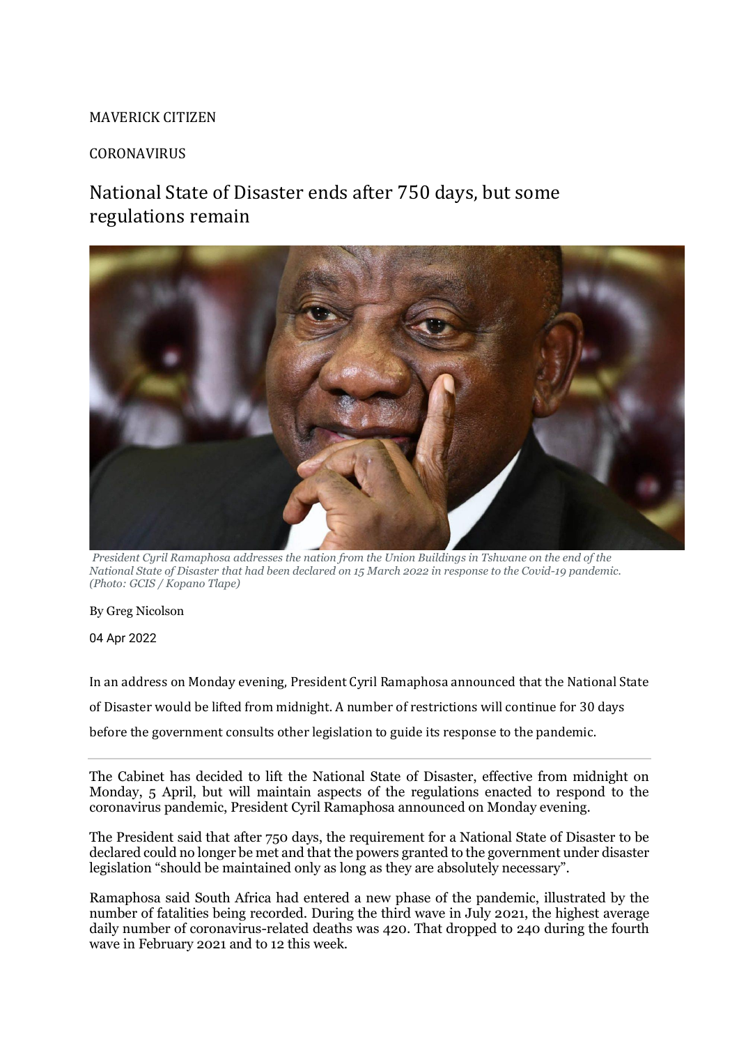MAVERICK CITIZEN

CORONAVIRUS

# National State of Disaster ends after 750 days, but some regulations remain

*President Cyril Ramaphosa addresses the nation from the Union Buildings in Tshwane on the end of the National State of Disaster that had been declared on 15 March 2022 in response to the Covid-19 pandemic. (Photo: GCIS / Kopano Tlape)*

By Greg Nicolson

04 Apr 2022

In an address on Monday evening, President Cyril Ramaphosa announced that the National State of Disaster would be lifted from midnight. A number of restrictions will continue for 30 days before the government consults other legislation to guide its response to the pandemic.

---

The Cabinet has decided to lift the National State of Disaster, effective from midnight on Monday, 5 April, but will maintain aspects of the regulations enacted to respond to the coronavirus pandemic, President Cyril Ramaphosa announced on Monday evening.

The President said that after 750 days, the requirement for a National State of Disaster to be declared could no longer be met and that the powers granted to the government under disaster legislation "should be maintained only as long as they are absolutely necessary".

Ramaphosa said South Africa had entered a new phase of the pandemic, illustrated by the number of fatalities being recorded. During the third wave in July 2021, the highest average daily number of coronavirus-related deaths was 420. That dropped to 240 during the fourth wave in February 2021 and to 12 this week.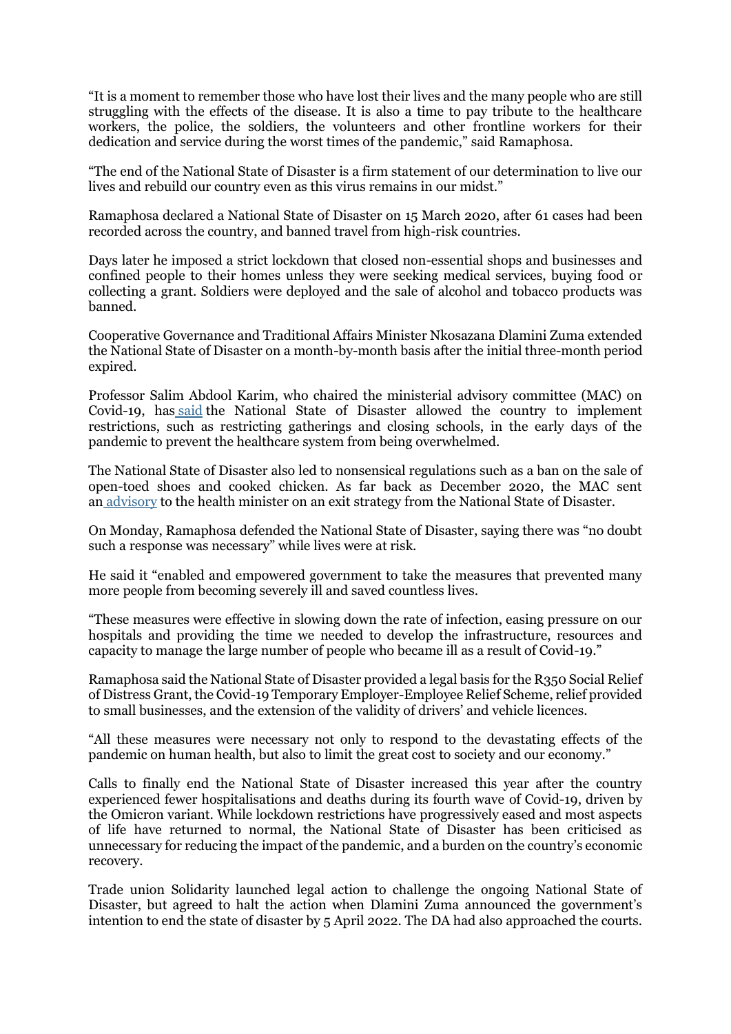"It is a moment to remember those who have lost their lives and the many people who are still struggling with the effects of the disease. It is also a time to pay tribute to the healthcare workers, the police, the soldiers, the volunteers and other frontline workers for their dedication and service during the worst times of the pandemic," said Ramaphosa.

"The end of the National State of Disaster is a firm statement of our determination to live our lives and rebuild our country even as this virus remains in our midst."

Ramaphosa declared a National State of Disaster on 15 March 2020, after 61 cases had been recorded across the country, and banned travel from high-risk countries.

Days later he imposed a strict lockdown that closed non-essential shops and businesses and confined people to their homes unless they were seeking medical services, buying food or collecting a grant. Soldiers were deployed and the sale of alcohol and tobacco products was banned.

Cooperative Governance and Traditional Affairs Minister Nkosazana Dlamini Zuma extended the National State of Disaster on a month-by-month basis after the initial three-month period expired.

Professor Salim Abdool Karim, who chaired the ministerial advisory committee (MAC) on Covid-19, has said the National State of Disaster allowed the country to implement restrictions, such as restricting gatherings and closing schools, in the early days of the pandemic to prevent the healthcare system from being overwhelmed.

The National State of Disaster also led to nonsensical regulations such as a ban on the sale of open-toed shoes and cooked chicken. As far back as December 2020, the MAC sent an advisory to the health minister on an exit strategy from the National State of Disaster.

On Monday, Ramaphosa defended the National State of Disaster, saying there was "no doubt such a response was necessary" while lives were at risk.

He said it "enabled and empowered government to take the measures that prevented many more people from becoming severely ill and saved countless lives.

"These measures were effective in slowing down the rate of infection, easing pressure on our hospitals and providing the time we needed to develop the infrastructure, resources and capacity to manage the large number of people who became ill as a result of Covid-19."

Ramaphosa said the National State of Disaster provided a legal basis for the R350 Social Relief of Distress Grant, the Covid-19 Temporary Employer-Employee Relief Scheme, relief provided to small businesses, and the extension of the validity of drivers' and vehicle licences.

"All these measures were necessary not only to respond to the devastating effects of the pandemic on human health, but also to limit the great cost to society and our economy."

Calls to finally end the National State of Disaster increased this year after the country experienced fewer hospitalisations and deaths during its fourth wave of Covid-19, driven by the Omicron variant. While lockdown restrictions have progressively eased and most aspects of life have returned to normal, the National State of Disaster has been criticised as unnecessary for reducing the impact of the pandemic, and a burden on the country's economic recovery.

Trade union Solidarity launched legal action to challenge the ongoing National State of Disaster, but agreed to halt the action when Dlamini Zuma announced the government's intention to end the state of disaster by 5 April 2022. The DA had also approached the courts.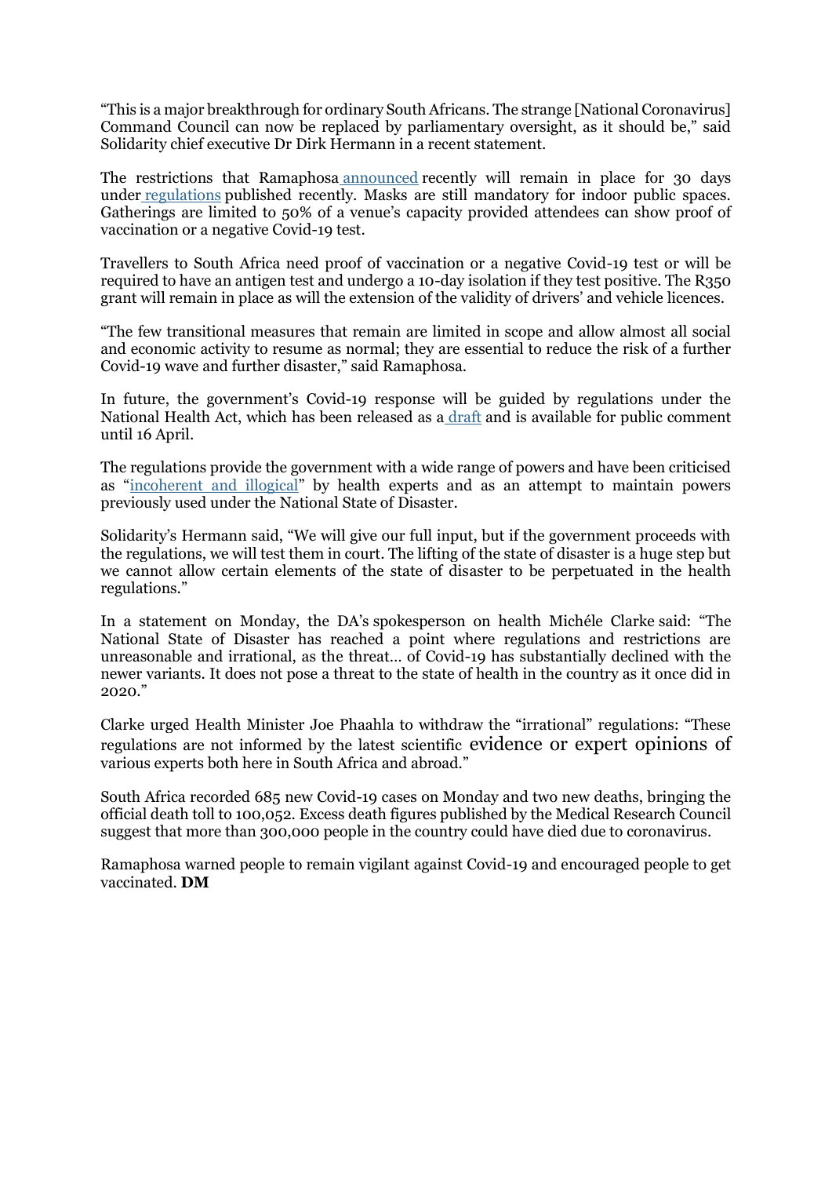"This is a major breakthrough for ordinary South Africans. The strange [National Coronavirus] Command Council can now be replaced by parliamentary oversight, as it should be," said Solidarity chief executive Dr Dirk Hermann in a recent statement.

The restrictions that Ramaphosa announced recently will remain in place for 30 days under regulations published recently. Masks are still mandatory for indoor public spaces. Gatherings are limited to 50% of a venue's capacity provided attendees can show proof of vaccination or a negative Covid-19 test.

Travellers to South Africa need proof of vaccination or a negative Covid-19 test or will be required to have an antigen test and undergo a 10-day isolation if they test positive. The R350 grant will remain in place as will the extension of the validity of drivers' and vehicle licences.

"The few transitional measures that remain are limited in scope and allow almost all social and economic activity to resume as normal; they are essential to reduce the risk of a further Covid-19 wave and further disaster," said Ramaphosa.

In future, the government's Covid-19 response will be guided by regulations under the National Health Act, which has been released as a draft and is available for public comment until 16 April.

The regulations provide the government with a wide range of powers and have been criticised as "incoherent and illogical" by health experts and as an attempt to maintain powers previously used under the National State of Disaster.

Solidarity's Hermann said, "We will give our full input, but if the government proceeds with the regulations, we will test them in court. The lifting of the state of disaster is a huge step but we cannot allow certain elements of the state of disaster to be perpetuated in the health regulations."

In a statement on Monday, the DA's spokesperson on health Michéle Clarke said: "The National State of Disaster has reached a point where regulations and restrictions are unreasonable and irrational, as the threat… of Covid-19 has substantially declined with the newer variants. It does not pose a threat to the state of health in the country as it once did in 2020."

Clarke urged Health Minister Joe Phaahla to withdraw the "irrational" regulations: "These regulations are not informed by the latest scientific evidence or expert opinions of various experts both here in South Africa and abroad."

South Africa recorded 685 new Covid-19 cases on Monday and two new deaths, bringing the official death toll to 100,052. Excess death figures published by the Medical Research Council suggest that more than 300,000 people in the country could have died due to coronavirus.

Ramaphosa warned people to remain vigilant against Covid-19 and encouraged people to get vaccinated. **DM**